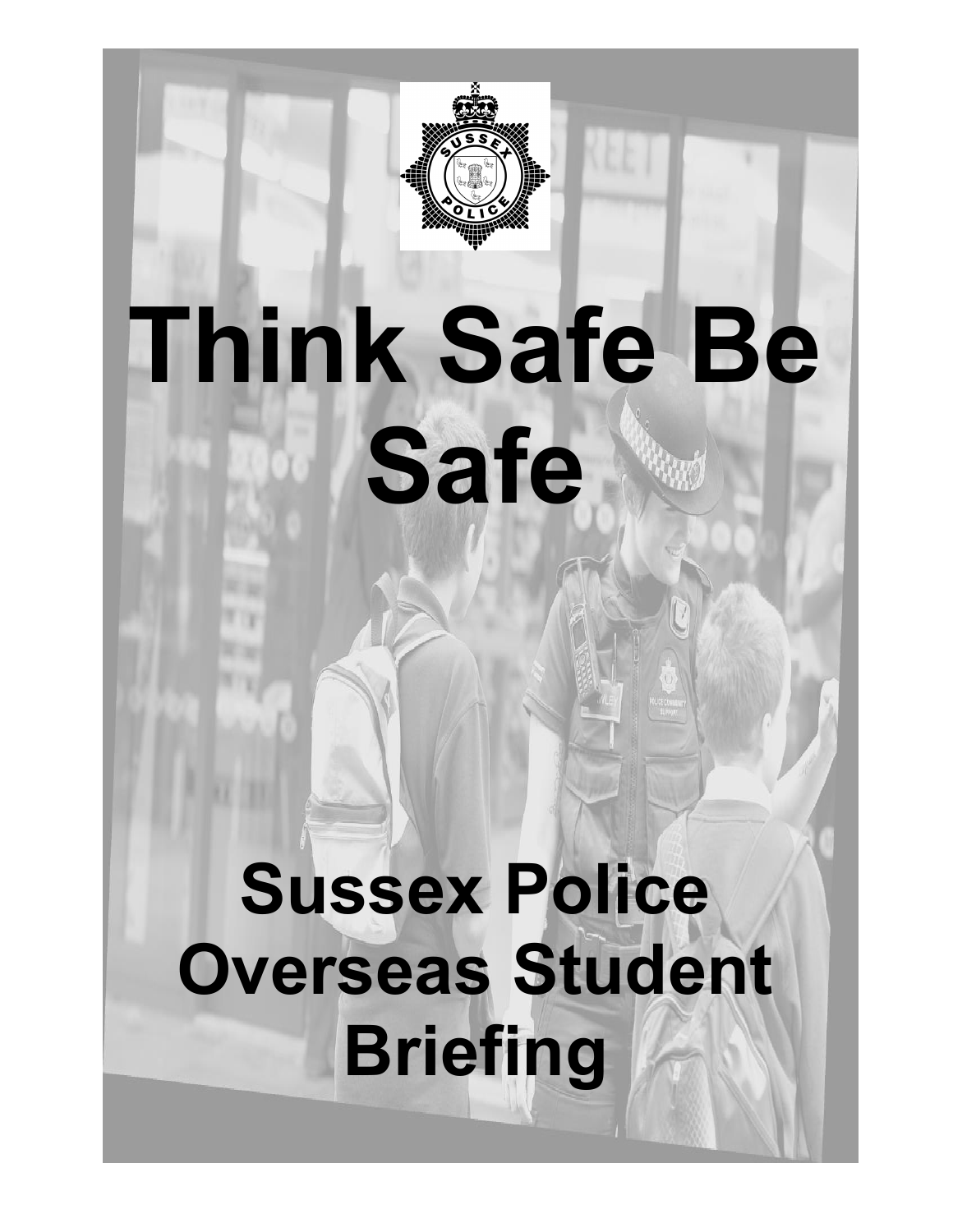# Think Safe Be Safe

## Sussex Police Overseas Student Briefing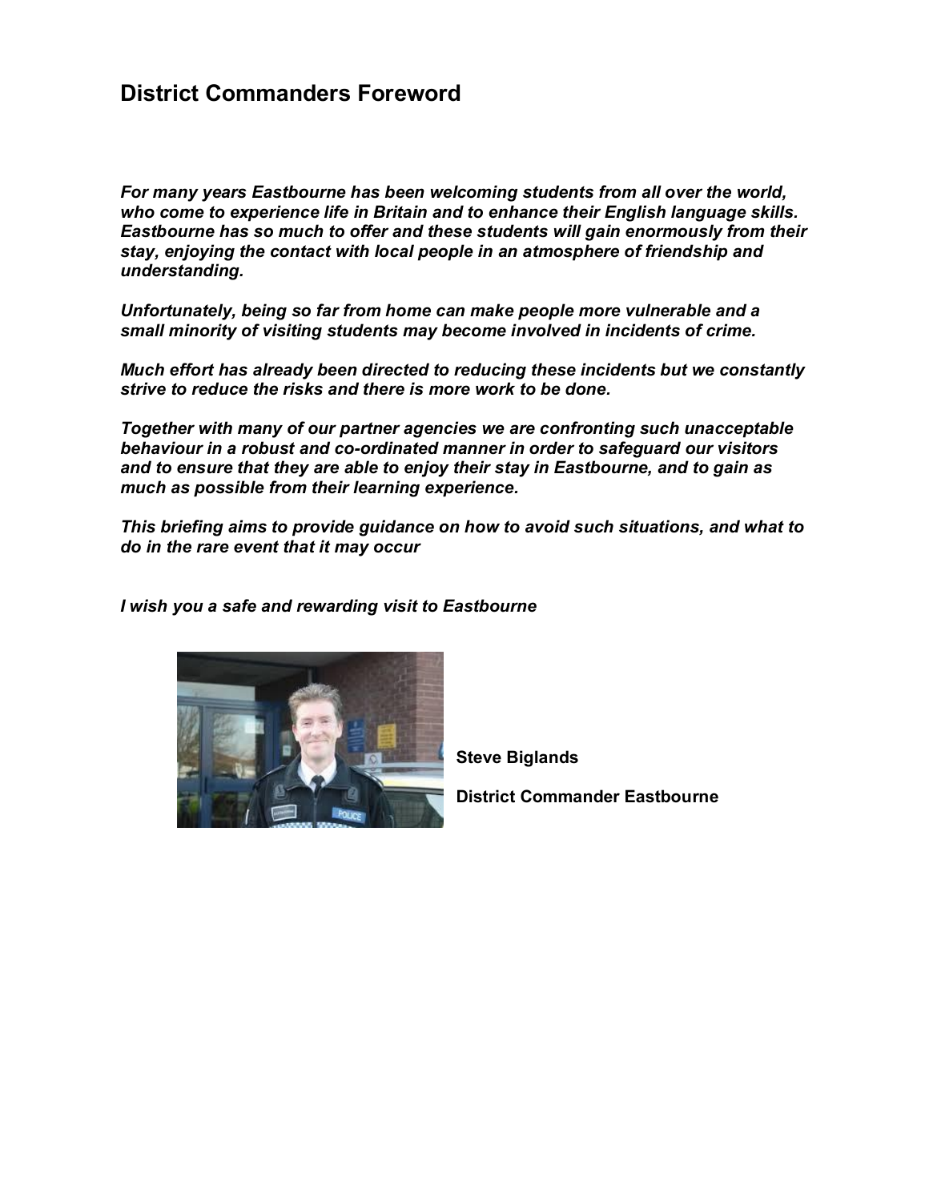# District Commanders Foreword

***For many years Eastbourne has been welcoming students from all over the world, who come to experience life in Britain and to enhance their English language skills. Eastbourne has so much to offer and these students will gain enormously from their stay, enjoying the contact with local people in an atmosphere of friendship and understanding.***

***Unfortunately, being so far from home can make people more vulnerable and a small minority of visiting students may become involved in incidents of crime.***

***Much effort has already been directed to reducing these incidents but we constantly strive to reduce the risks and there is more work to be done.***

***Together with many of our partner agencies we are confronting such unacceptable behaviour in a robust and co-ordinated manner in order to safeguard our visitors and to ensure that they are able to enjoy their stay in Eastbourne, and to gain as much as possible from their learning experience.***

***This briefing aims to provide guidance on how to avoid such situations, and what to do in the rare event that it may occur***

***I wish you a safe and rewarding visit to Eastbourne***

**Steve Biglands**

**District Commander Eastbourne**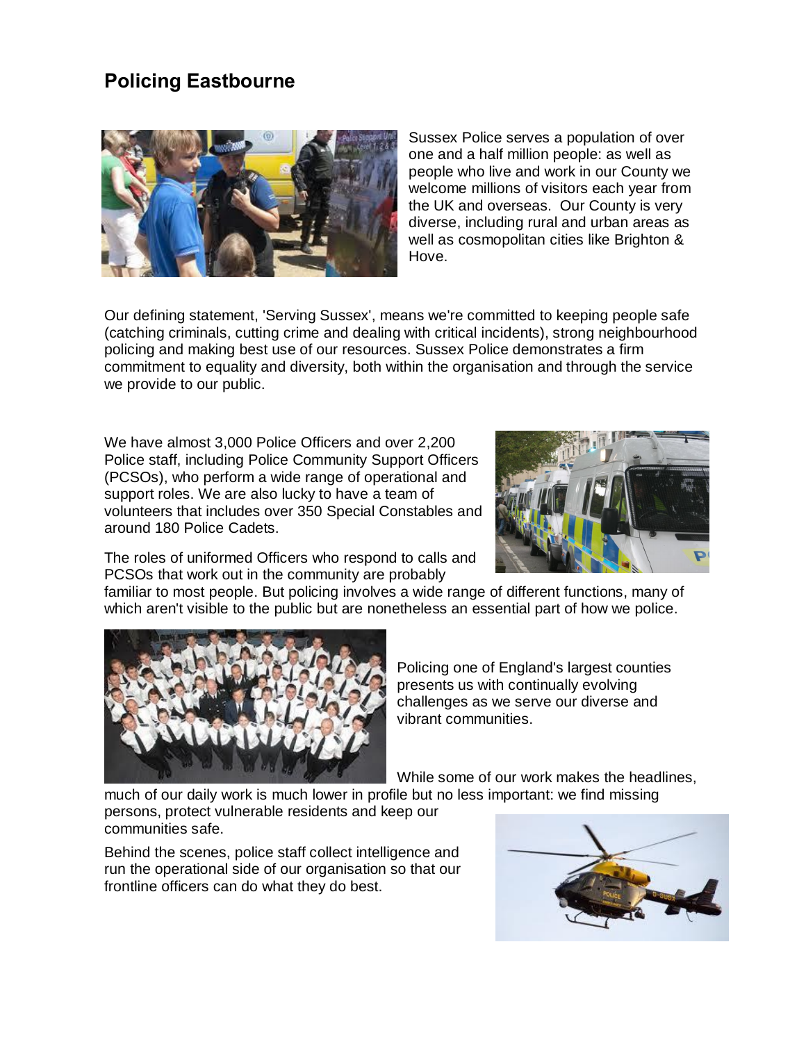# Policing Eastbourne

Sussex Police serves a population of over one and a half million people: as well as people who live and work in our County we welcome millions of visitors each year from the UK and overseas. Our County is very diverse, including rural and urban areas as well as cosmopolitan cities like Brighton & Hove.

Our defining statement, 'Serving Sussex', means we're committed to keeping people safe (catching criminals, cutting crime and dealing with critical incidents), strong neighbourhood policing and making best use of our resources. Sussex Police demonstrates a firm commitment to equality and diversity, both within the organisation and through the service we provide to our public.

We have almost 3,000 Police Officers and over 2,200 Police staff, including Police Community Support Officers (PCSOs), who perform a wide range of operational and support roles. We are also lucky to have a team of volunteers that includes over 350 Special Constables and around 180 Police Cadets.

The roles of uniformed Officers who respond to calls and PCSOs that work out in the community are probably familiar to most people. But policing involves a wide range of different functions, many of which aren't visible to the public but are nonetheless an essential part of how we police.

Policing one of England's largest counties presents us with continually evolving challenges as we serve our diverse and vibrant communities.

While some of our work makes the headlines, much of our daily work is much lower in profile but no less important: we find missing persons, protect vulnerable residents and keep our communities safe.

Behind the scenes, police staff collect intelligence and run the operational side of our organisation so that our frontline officers can do what they do best.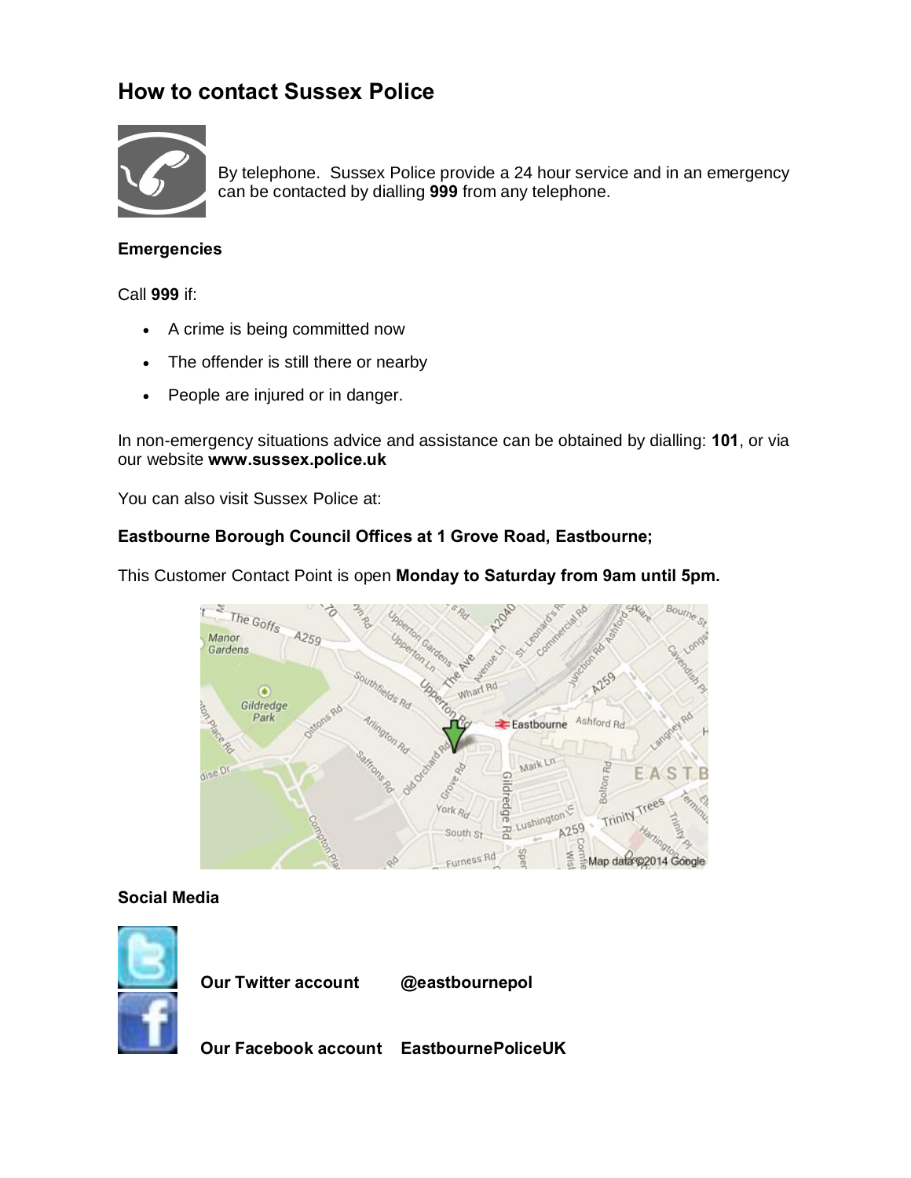# How to contact Sussex Police

By telephone. Sussex Police provide a 24 hour service and in an emergency can be contacted by dialling **999** from any telephone.

**Emergencies**

Call **999** if:

- A crime is being committed now
- The offender is still there or nearby
- People are injured or in danger.

In non-emergency situations advice and assistance can be obtained by dialling: **101**, or via our website **www.sussex.police.uk**

You can also visit Sussex Police at:

**Eastbourne Borough Council Offices at 1 Grove Road, Eastbourne;**

This Customer Contact Point is open **Monday to Saturday from 9am until 5pm.**

**Social Media**

**Our Twitter account** **@eastbournepol**

**Our Facebook account** **EastbournePoliceUK**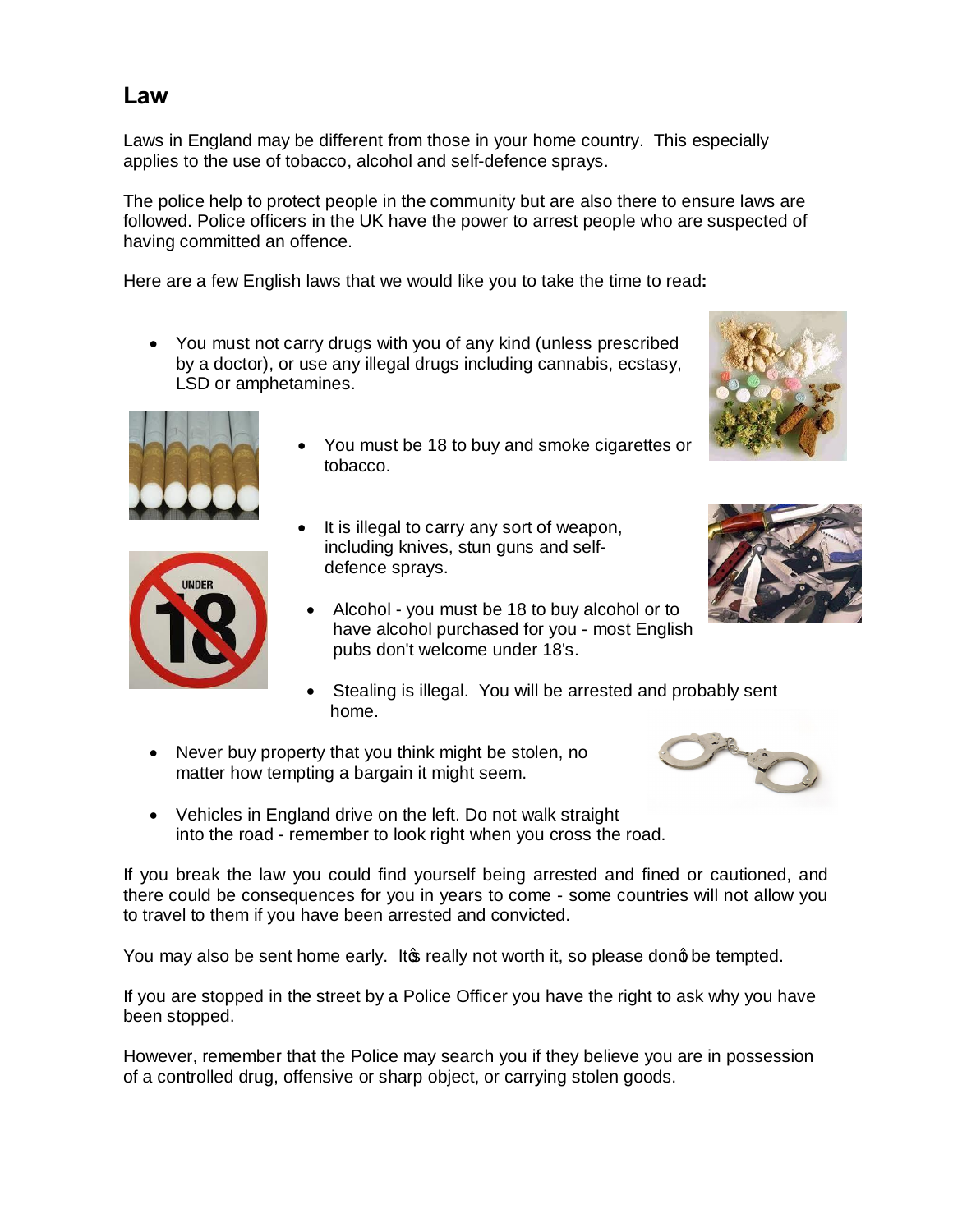# Law

Laws in England may be different from those in your home country. This especially applies to the use of tobacco, alcohol and self-defence sprays.

The police help to protect people in the community but are also there to ensure laws are followed. Police officers in the UK have the power to arrest people who are suspected of having committed an offence.

Here are a few English laws that we would like you to take the time to read**:**

- You must not carry drugs with you of any kind (unless prescribed by a doctor), or use any illegal drugs including cannabis, ecstasy, LSD or amphetamines.
- You must be 18 to buy and smoke cigarettes or tobacco.
- It is illegal to carry any sort of weapon, including knives, stun guns and self-defence sprays.
- Alcohol - you must be 18 to buy alcohol or to have alcohol purchased for you - most English pubs don't welcome under 18's.
- Stealing is illegal. You will be arrested and probably sent home.
- Never buy property that you think might be stolen, no matter how tempting a bargain it might seem.
- Vehicles in England drive on the left. Do not walk straight into the road - remember to look right when you cross the road.

If you break the law you could find yourself being arrested and fined or cautioned, and there could be consequences for you in years to come - some countries will not allow you to travel to them if you have been arrested and convicted.

You may also be sent home early. It's really not worth it, so please don't be tempted.

If you are stopped in the street by a Police Officer you have the right to ask why you have been stopped.

However, remember that the Police may search you if they believe you are in possession of a controlled drug, offensive or sharp object, or carrying stolen goods.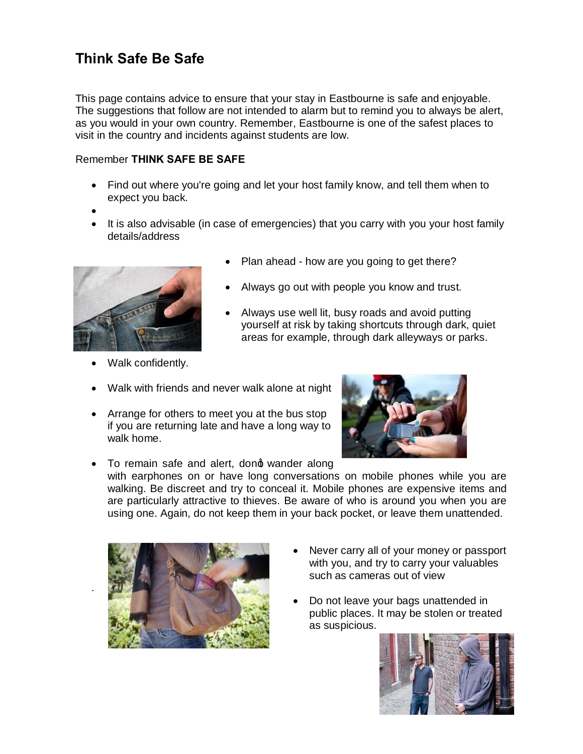## Think Safe Be Safe

This page contains advice to ensure that your stay in Eastbourne is safe and enjoyable. The suggestions that follow are not intended to alarm but to remind you to always be alert, as you would in your own country. Remember, Eastbourne is one of the safest places to visit in the country and incidents against students are low.

Remember **THINK SAFE BE SAFE**

- Find out where you're going and let your host family know, and tell them when to expect you back.
- It is also advisable (in case of emergencies) that you carry with you your host family details/address
- Plan ahead - how are you going to get there?
- Always go out with people you know and trust.
- Always use well lit, busy roads and avoid putting yourself at risk by taking shortcuts through dark, quiet areas for example, through dark alleyways or parks.
- Walk confidently.
- Walk with friends and never walk alone at night
- Arrange for others to meet you at the bus stop if you are returning late and have a long way to walk home.
- To remain safe and alert, donŷ wander along with earphones on or have long conversations on mobile phones while you are walking. Be discreet and try to conceal it. Mobile phones are expensive items and are particularly attractive to thieves. Be aware of who is around you when you are using one. Again, do not keep them in your back pocket, or leave them unattended.
- Never carry all of your money or passport with you, and try to carry your valuables such as cameras out of view
- Do not leave your bags unattended in public places. It may be stolen or treated as suspicious.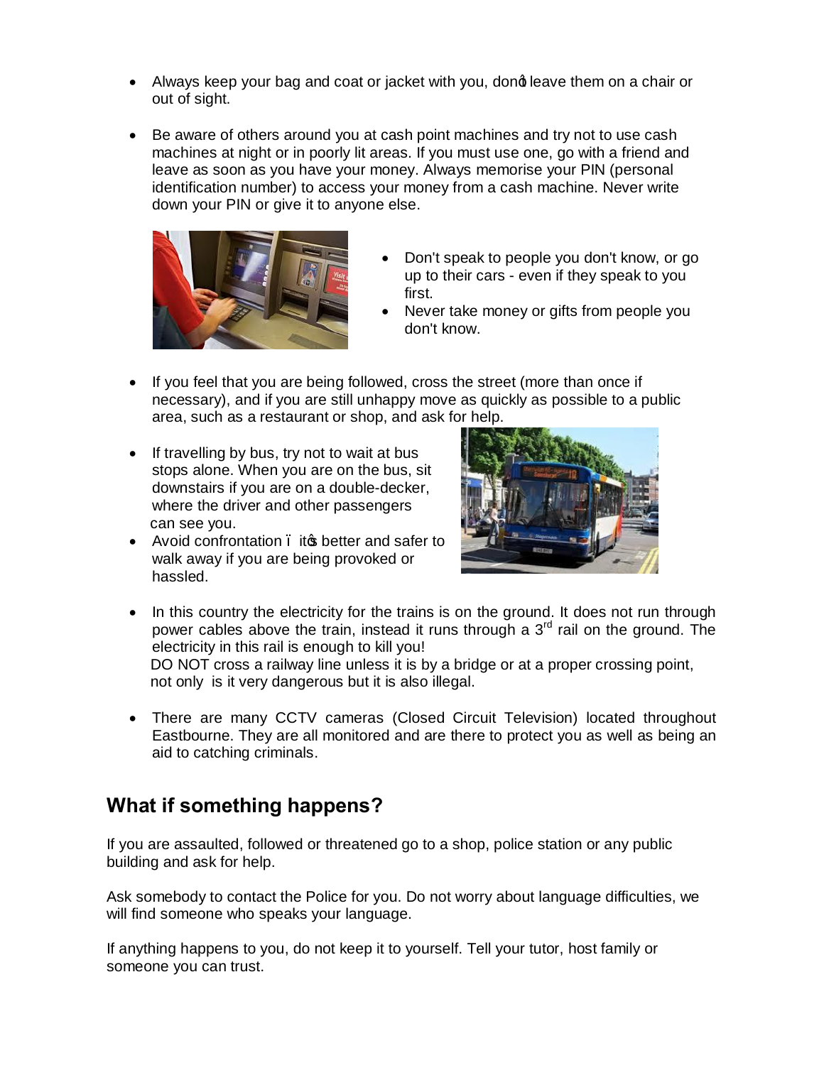- Always keep your bag and coat or jacket with you, donǿt leave them on a chair or out of sight.

- Be aware of others around you at cash point machines and try not to use cash machines at night or in poorly lit areas. If you must use one, go with a friend and leave as soon as you have your money. Always memorise your PIN (personal identification number) to access your money from a cash machine. Never write down your PIN or give it to anyone else.

- Don't speak to people you don't know, or go up to their cars - even if they speak to you first.
- Never take money or gifts from people you don't know.

- If you feel that you are being followed, cross the street (more than once if necessary), and if you are still unhappy move as quickly as possible to a public area, such as a restaurant or shop, and ask for help.

- If travelling by bus, try not to wait at bus stops alone. When you are on the bus, sit downstairs if you are on a double-decker, where the driver and other passengers can see you.
- Avoid confrontation – it's better and safer to walk away if you are being provoked or hassled.

- In this country the electricity for the trains is on the ground. It does not run through power cables above the train, instead it runs through a 3rd rail on the ground. The electricity in this rail is enough to kill you!
  DO NOT cross a railway line unless it is by a bridge or at a proper crossing point, not only is it very dangerous but it is also illegal.

- There are many CCTV cameras (Closed Circuit Television) located throughout Eastbourne. They are all monitored and are there to protect you as well as being an aid to catching criminals.

## What if something happens?

If you are assaulted, followed or threatened go to a shop, police station or any public building and ask for help.

Ask somebody to contact the Police for you. Do not worry about language difficulties, we will find someone who speaks your language.

If anything happens to you, do not keep it to yourself. Tell your tutor, host family or someone you can trust.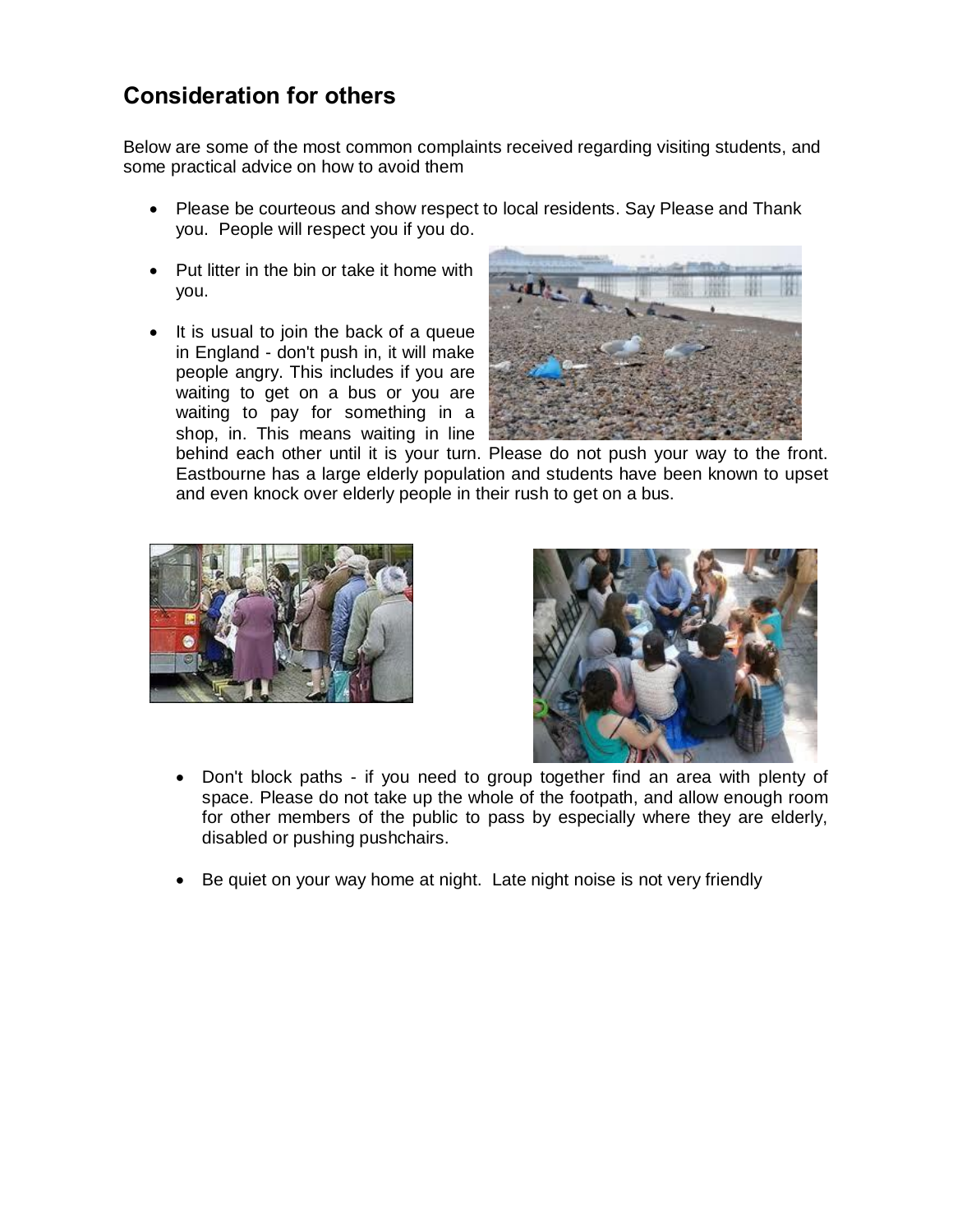## Consideration for others

Below are some of the most common complaints received regarding visiting students, and some practical advice on how to avoid them

- Please be courteous and show respect to local residents. Say Please and Thank you. People will respect you if you do.
- Put litter in the bin or take it home with you.
- It is usual to join the back of a queue in England - don't push in, it will make people angry. This includes if you are waiting to get on a bus or you are waiting to pay for something in a shop, in. This means waiting in line behind each other until it is your turn. Please do not push your way to the front. Eastbourne has a large elderly population and students have been known to upset and even knock over elderly people in their rush to get on a bus.
- Don't block paths - if you need to group together find an area with plenty of space. Please do not take up the whole of the footpath, and allow enough room for other members of the public to pass by especially where they are elderly, disabled or pushing pushchairs.
- Be quiet on your way home at night. Late night noise is not very friendly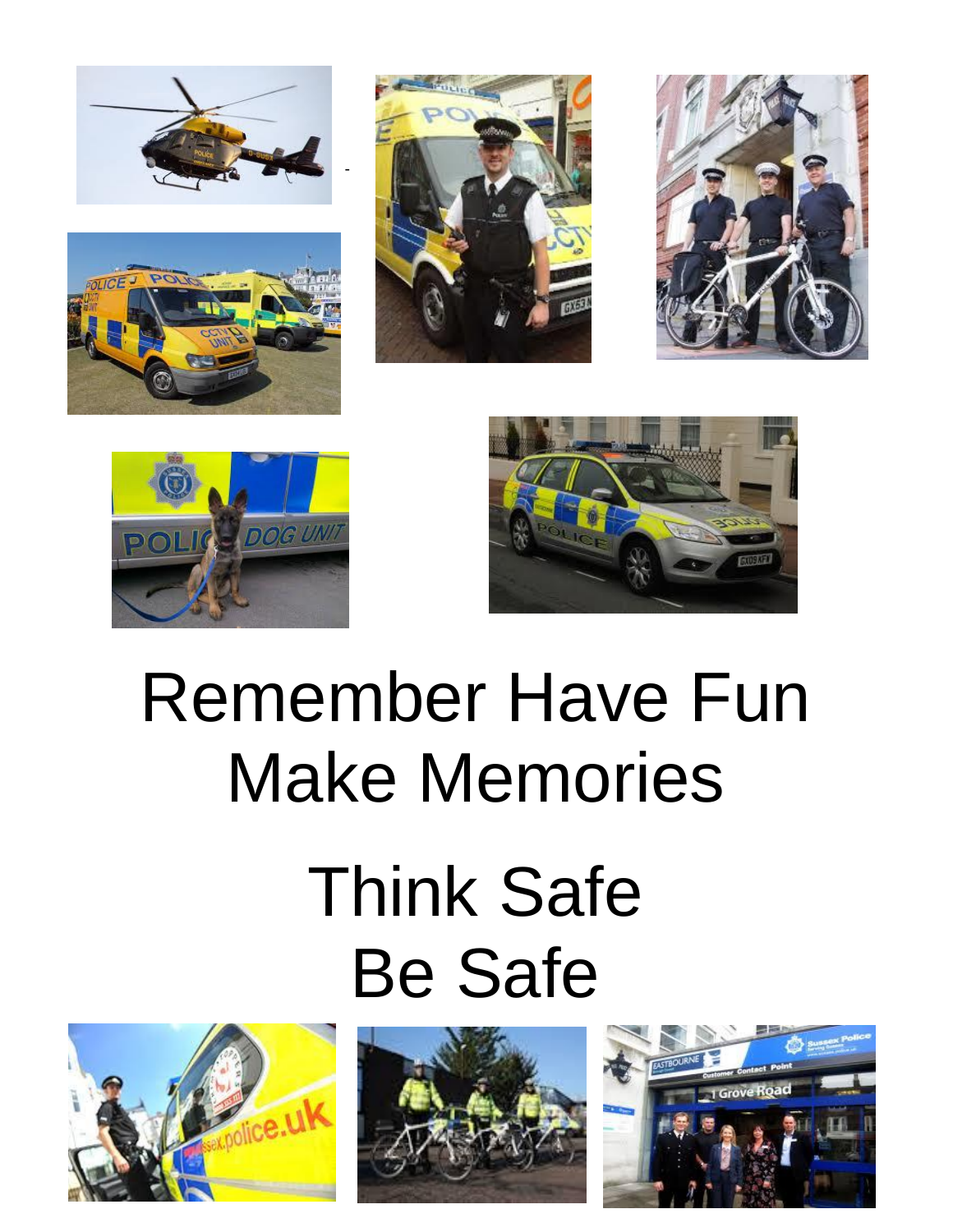Remember Have Fun
Make Memories

Think Safe
Be Safe